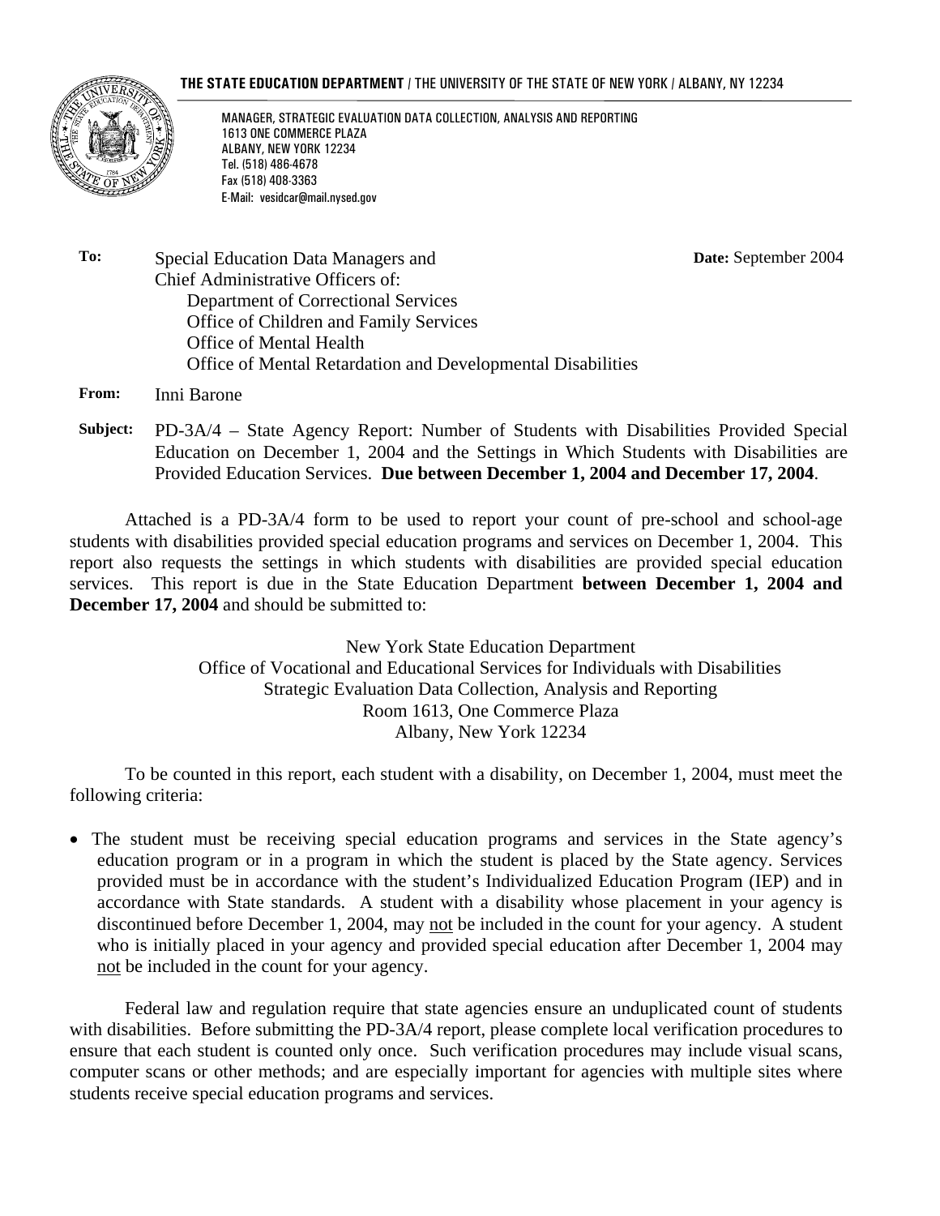**THE STATE EDUCATION DEPARTMENT** / THE UNIVERSITY OF THE STATE OF NEW YORK / ALBANY, NY 12234

MANAGER, STRATEGIC EVALUATION DATA COLLECTION, ANALYSIS AND REPORTING
1613 ONE COMMERCE PLAZA
ALBANY, NEW YORK 12234
Tel. (518) 486-4678
Fax (518) 408-3363
E-Mail: vesidcar@mail.nysed.gov

**To:** Special Education Data Managers and
Chief Administrative Officers of:
Department of Correctional Services
Office of Children and Family Services
Office of Mental Health
Office of Mental Retardation and Developmental Disabilities

**Date:** September 2004

**From:** Inni Barone

**Subject:** PD-3A/4 – State Agency Report: Number of Students with Disabilities Provided Special Education on December 1, 2004 and the Settings in Which Students with Disabilities are Provided Education Services. **Due between December 1, 2004 and December 17, 2004**.

Attached is a PD-3A/4 form to be used to report your count of pre-school and school-age students with disabilities provided special education programs and services on December 1, 2004. This report also requests the settings in which students with disabilities are provided special education services. This report is due in the State Education Department **between December 1, 2004 and December 17, 2004** and should be submitted to:

New York State Education Department
Office of Vocational and Educational Services for Individuals with Disabilities
Strategic Evaluation Data Collection, Analysis and Reporting
Room 1613, One Commerce Plaza
Albany, New York 12234

To be counted in this report, each student with a disability, on December 1, 2004, must meet the following criteria:

- The student must be receiving special education programs and services in the State agency's education program or in a program in which the student is placed by the State agency. Services provided must be in accordance with the student's Individualized Education Program (IEP) and in accordance with State standards. A student with a disability whose placement in your agency is discontinued before December 1, 2004, may not be included in the count for your agency. A student who is initially placed in your agency and provided special education after December 1, 2004 may not be included in the count for your agency.

Federal law and regulation require that state agencies ensure an unduplicated count of students with disabilities. Before submitting the PD-3A/4 report, please complete local verification procedures to ensure that each student is counted only once. Such verification procedures may include visual scans, computer scans or other methods; and are especially important for agencies with multiple sites where students receive special education programs and services.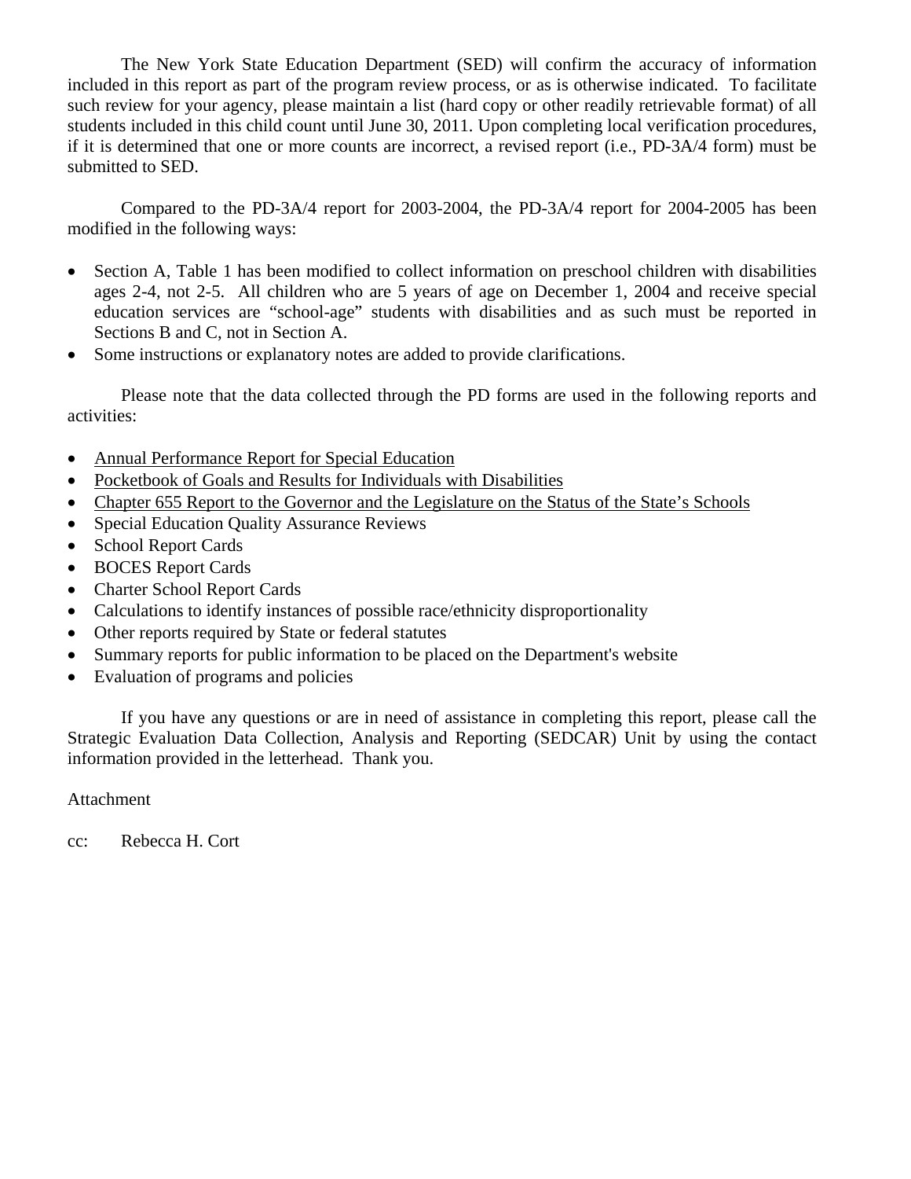The New York State Education Department (SED) will confirm the accuracy of information included in this report as part of the program review process, or as is otherwise indicated. To facilitate such review for your agency, please maintain a list (hard copy or other readily retrievable format) of all students included in this child count until June 30, 2011. Upon completing local verification procedures, if it is determined that one or more counts are incorrect, a revised report (i.e., PD-3A/4 form) must be submitted to SED.

Compared to the PD-3A/4 report for 2003-2004, the PD-3A/4 report for 2004-2005 has been modified in the following ways:

- Section A, Table 1 has been modified to collect information on preschool children with disabilities ages 2-4, not 2-5. All children who are 5 years of age on December 1, 2004 and receive special education services are "school-age" students with disabilities and as such must be reported in Sections B and C, not in Section A.
- Some instructions or explanatory notes are added to provide clarifications.

Please note that the data collected through the PD forms are used in the following reports and activities:

- Annual Performance Report for Special Education
- Pocketbook of Goals and Results for Individuals with Disabilities
- Chapter 655 Report to the Governor and the Legislature on the Status of the State's Schools
- Special Education Quality Assurance Reviews
- School Report Cards
- BOCES Report Cards
- Charter School Report Cards
- Calculations to identify instances of possible race/ethnicity disproportionality
- Other reports required by State or federal statutes
- Summary reports for public information to be placed on the Department's website
- Evaluation of programs and policies

If you have any questions or are in need of assistance in completing this report, please call the Strategic Evaluation Data Collection, Analysis and Reporting (SEDCAR) Unit by using the contact information provided in the letterhead. Thank you.

Attachment

cc: Rebecca H. Cort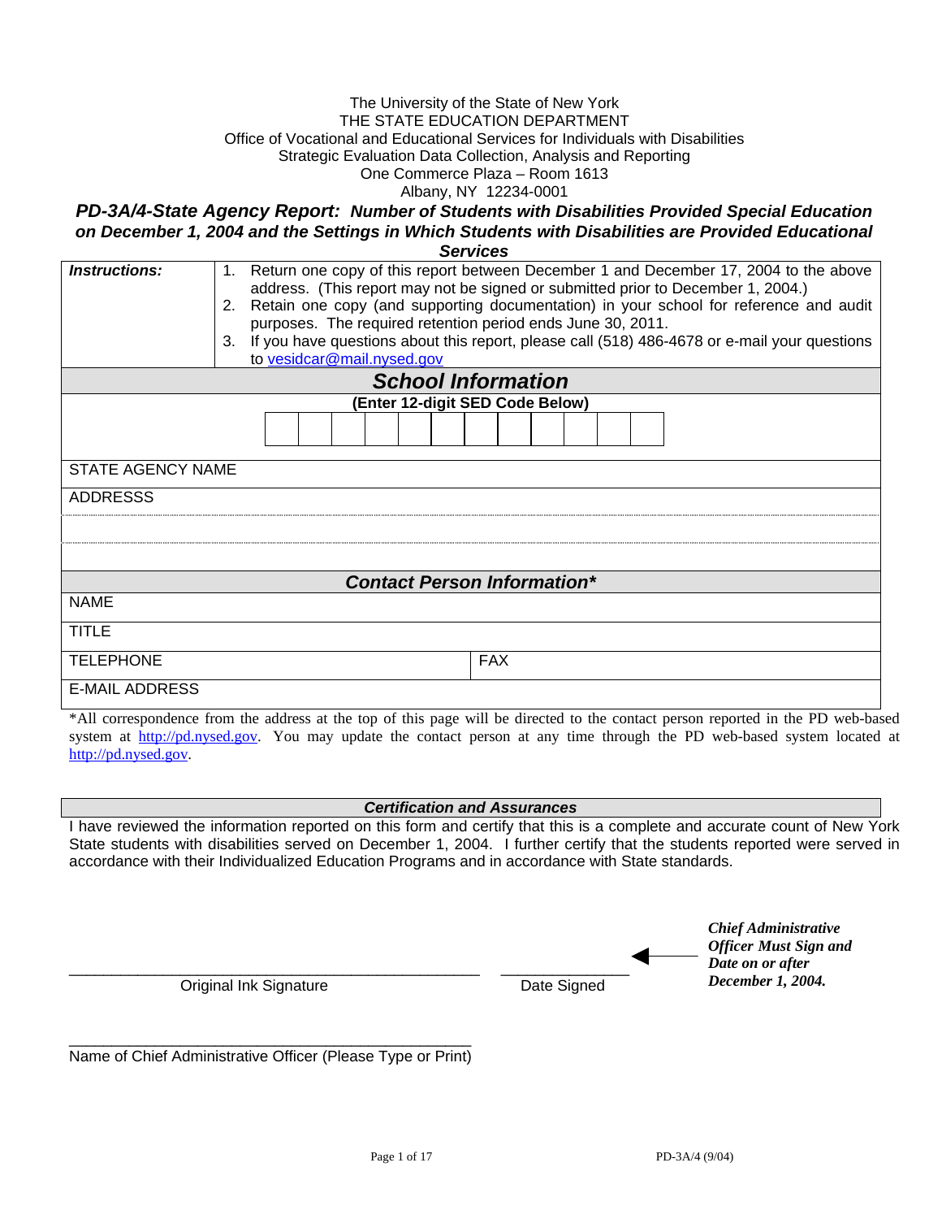The University of the State of New York
THE STATE EDUCATION DEPARTMENT
Office of Vocational and Educational Services for Individuals with Disabilities
Strategic Evaluation Data Collection, Analysis and Reporting
One Commerce Plaza – Room 1613
Albany, NY 12234-0001

## *PD-3A/4-State Agency Report: Number of Students with Disabilities Provided Special Education on December 1, 2004 and the Settings in Which Students with Disabilities are Provided Educational Services*

| | |
|---|---|
| ***Instructions:*** | 1. Return one copy of this report between December 1 and December 17, 2004 to the above address. (This report may not be signed or submitted prior to December 1, 2004.)<br>2. Retain one copy (and supporting documentation) in your school for reference and audit purposes. The required retention period ends June 30, 2011.<br>3. If you have questions about this report, please call (518) 486-4678 or e-mail your questions to vesidcar@mail.nysed.gov |

### *School Information*

**(Enter 12-digit SED Code Below)**

| | | | | | | | | | | | |
|---|---|---|---|---|---|---|---|---|---|---|---|
| | | | | | | | | | | | |

STATE AGENCY NAME

ADDRESSS

### *Contact Person Information\**

| | |
|---|---|
| NAME | |
| TITLE | |
| TELEPHONE | FAX |
| E-MAIL ADDRESS | |

\*All correspondence from the address at the top of this page will be directed to the contact person reported in the PD web-based system at http://pd.nysed.gov. You may update the contact person at any time through the PD web-based system located at http://pd.nysed.gov.

### *Certification and Assurances*

I have reviewed the information reported on this form and certify that this is a complete and accurate count of New York State students with disabilities served on December 1, 2004. I further certify that the students reported were served in accordance with their Individualized Education Programs and in accordance with State standards.

______________________________ Original Ink Signature

______________ Date Signed

***Chief Administrative Officer Must Sign and Date on or after December 1, 2004.***

______________________________ Name of Chief Administrative Officer (Please Type or Print)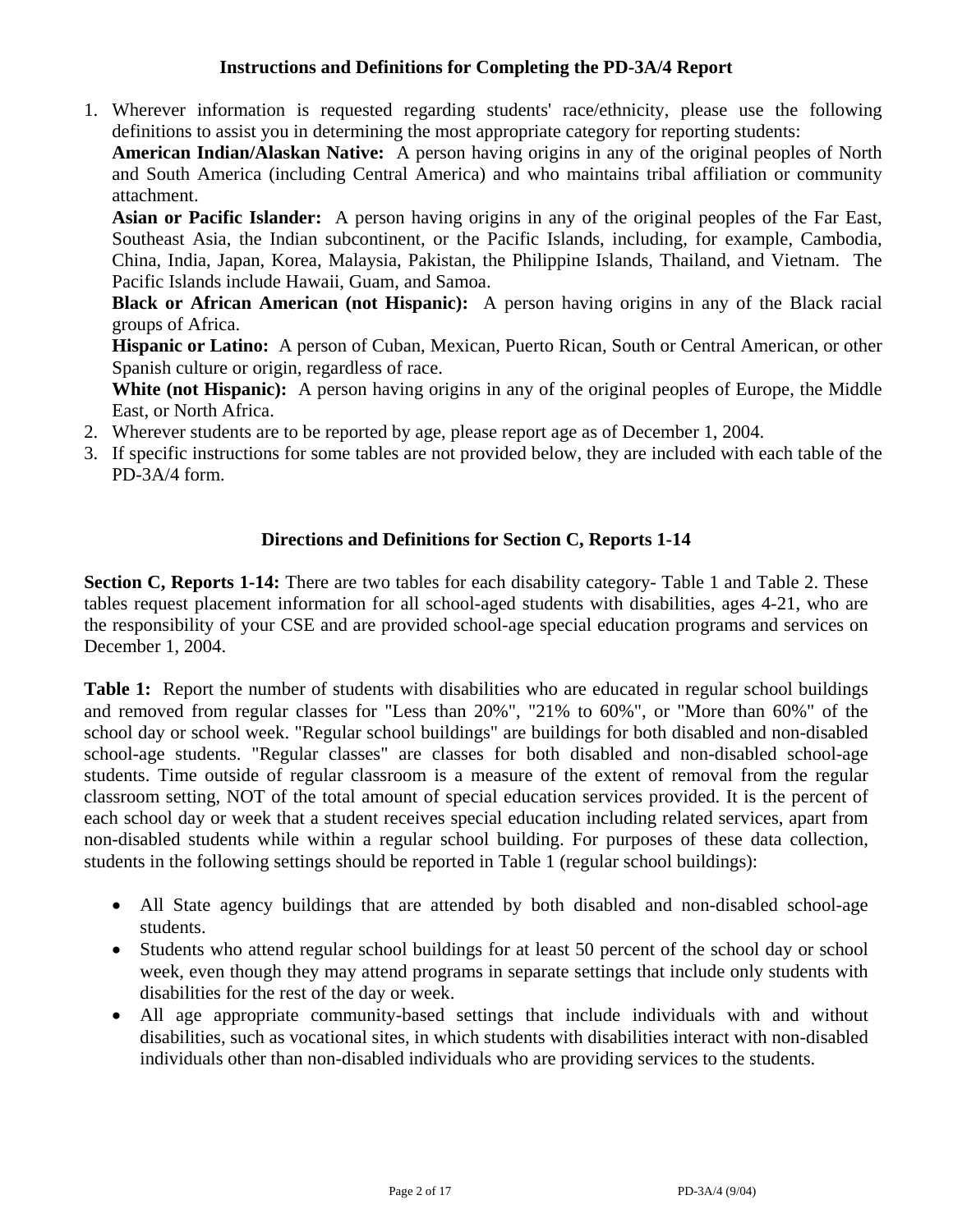## Instructions and Definitions for Completing the PD-3A/4 Report

1. Wherever information is requested regarding students' race/ethnicity, please use the following definitions to assist you in determining the most appropriate category for reporting students:
   **American Indian/Alaskan Native:** A person having origins in any of the original peoples of North and South America (including Central America) and who maintains tribal affiliation or community attachment.
   **Asian or Pacific Islander:** A person having origins in any of the original peoples of the Far East, Southeast Asia, the Indian subcontinent, or the Pacific Islands, including, for example, Cambodia, China, India, Japan, Korea, Malaysia, Pakistan, the Philippine Islands, Thailand, and Vietnam. The Pacific Islands include Hawaii, Guam, and Samoa.
   **Black or African American (not Hispanic):** A person having origins in any of the Black racial groups of Africa.
   **Hispanic or Latino:** A person of Cuban, Mexican, Puerto Rican, South or Central American, or other Spanish culture or origin, regardless of race.
   **White (not Hispanic):** A person having origins in any of the original peoples of Europe, the Middle East, or North Africa.
2. Wherever students are to be reported by age, please report age as of December 1, 2004.
3. If specific instructions for some tables are not provided below, they are included with each table of the PD-3A/4 form.

## Directions and Definitions for Section C, Reports 1-14

**Section C, Reports 1-14:** There are two tables for each disability category- Table 1 and Table 2. These tables request placement information for all school-aged students with disabilities, ages 4-21, who are the responsibility of your CSE and are provided school-age special education programs and services on December 1, 2004.

**Table 1:** Report the number of students with disabilities who are educated in regular school buildings and removed from regular classes for "Less than 20%", "21% to 60%", or "More than 60%" of the school day or school week. "Regular school buildings" are buildings for both disabled and non-disabled school-age students. "Regular classes" are classes for both disabled and non-disabled school-age students. Time outside of regular classroom is a measure of the extent of removal from the regular classroom setting, NOT of the total amount of special education services provided. It is the percent of each school day or week that a student receives special education including related services, apart from non-disabled students while within a regular school building. For purposes of these data collection, students in the following settings should be reported in Table 1 (regular school buildings):

- All State agency buildings that are attended by both disabled and non-disabled school-age students.
- Students who attend regular school buildings for at least 50 percent of the school day or school week, even though they may attend programs in separate settings that include only students with disabilities for the rest of the day or week.
- All age appropriate community-based settings that include individuals with and without disabilities, such as vocational sites, in which students with disabilities interact with non-disabled individuals other than non-disabled individuals who are providing services to the students.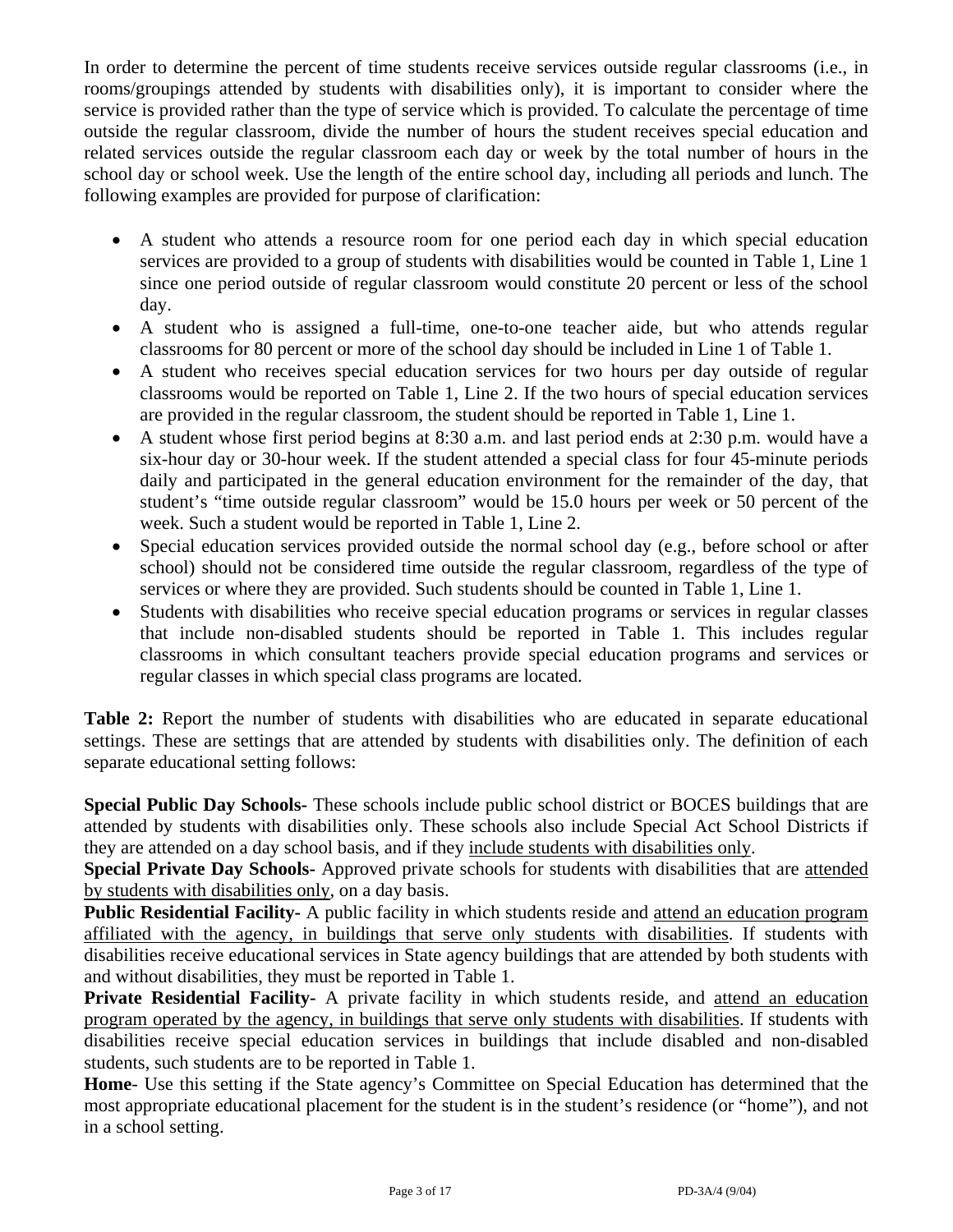In order to determine the percent of time students receive services outside regular classrooms (i.e., in rooms/groupings attended by students with disabilities only), it is important to consider where the service is provided rather than the type of service which is provided. To calculate the percentage of time outside the regular classroom, divide the number of hours the student receives special education and related services outside the regular classroom each day or week by the total number of hours in the school day or school week. Use the length of the entire school day, including all periods and lunch. The following examples are provided for purpose of clarification:

- A student who attends a resource room for one period each day in which special education services are provided to a group of students with disabilities would be counted in Table 1, Line 1 since one period outside of regular classroom would constitute 20 percent or less of the school day.
- A student who is assigned a full-time, one-to-one teacher aide, but who attends regular classrooms for 80 percent or more of the school day should be included in Line 1 of Table 1.
- A student who receives special education services for two hours per day outside of regular classrooms would be reported on Table 1, Line 2. If the two hours of special education services are provided in the regular classroom, the student should be reported in Table 1, Line 1.
- A student whose first period begins at 8:30 a.m. and last period ends at 2:30 p.m. would have a six-hour day or 30-hour week. If the student attended a special class for four 45-minute periods daily and participated in the general education environment for the remainder of the day, that student's "time outside regular classroom" would be 15.0 hours per week or 50 percent of the week. Such a student would be reported in Table 1, Line 2.
- Special education services provided outside the normal school day (e.g., before school or after school) should not be considered time outside the regular classroom, regardless of the type of services or where they are provided. Such students should be counted in Table 1, Line 1.
- Students with disabilities who receive special education programs or services in regular classes that include non-disabled students should be reported in Table 1. This includes regular classrooms in which consultant teachers provide special education programs and services or regular classes in which special class programs are located.

**Table 2:** Report the number of students with disabilities who are educated in separate educational settings. These are settings that are attended by students with disabilities only. The definition of each separate educational setting follows:

**Special Public Day Schools-** These schools include public school district or BOCES buildings that are attended by students with disabilities only. These schools also include Special Act School Districts if they are attended on a day school basis, and if they include students with disabilities only.

**Special Private Day Schools-** Approved private schools for students with disabilities that are attended by students with disabilities only, on a day basis.

**Public Residential Facility-** A public facility in which students reside and attend an education program affiliated with the agency, in buildings that serve only students with disabilities. If students with disabilities receive educational services in State agency buildings that are attended by both students with and without disabilities, they must be reported in Table 1.

**Private Residential Facility-** A private facility in which students reside, and attend an education program operated by the agency, in buildings that serve only students with disabilities. If students with disabilities receive special education services in buildings that include disabled and non-disabled students, such students are to be reported in Table 1.

**Home**- Use this setting if the State agency's Committee on Special Education has determined that the most appropriate educational placement for the student is in the student's residence (or "home"), and not in a school setting.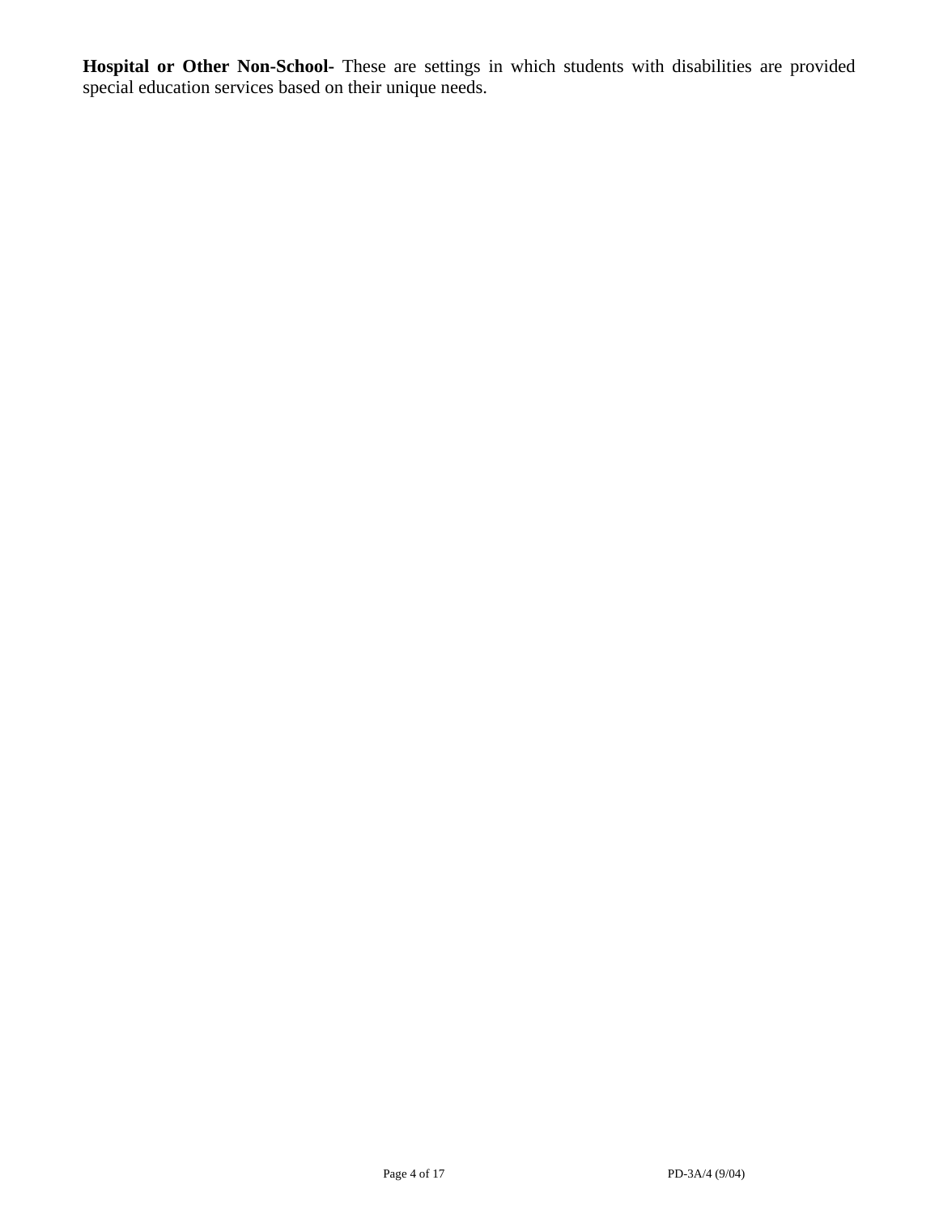**Hospital or Other Non-School-** These are settings in which students with disabilities are provided special education services based on their unique needs.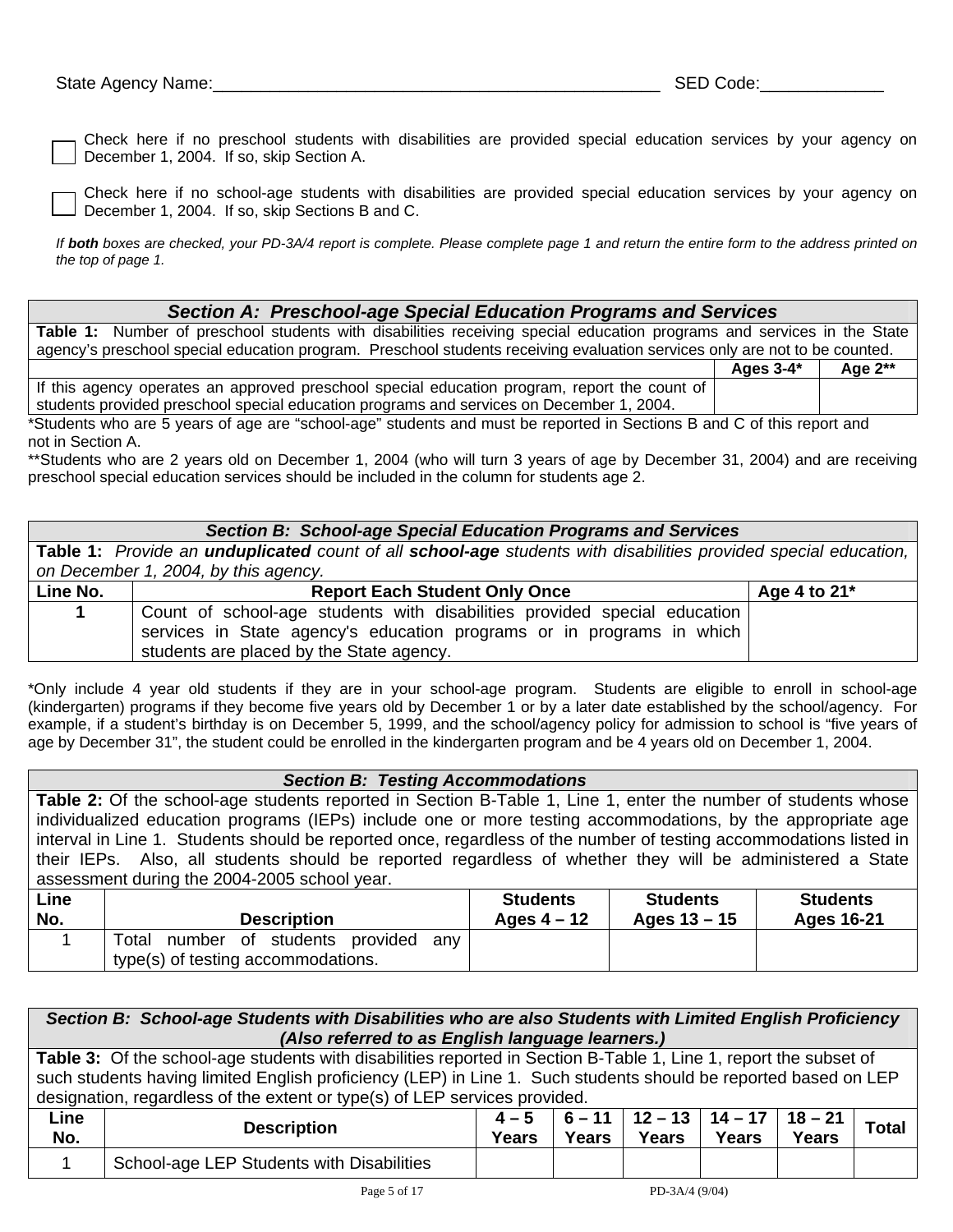State Agency Name:_______________________________________________ SED Code:_____________

☐ Check here if no preschool students with disabilities are provided special education services by your agency on December 1, 2004. If so, skip Section A.

☐ Check here if no school-age students with disabilities are provided special education services by your agency on December 1, 2004. If so, skip Sections B and C.

*If **both** boxes are checked, your PD-3A/4 report is complete. Please complete page 1 and return the entire form to the address printed on the top of page 1.*

## Section A: Preschool-age Special Education Programs and Services

**Table 1:** Number of preschool students with disabilities receiving special education programs and services in the State agency's preschool special education program. Preschool students receiving evaluation services only are not to be counted.

| | Ages 3-4* | Age 2** |
|---|---|---|
| If this agency operates an approved preschool special education program, report the count of students provided preschool special education programs and services on December 1, 2004. | | |

*Students who are 5 years of age are "school-age" students and must be reported in Sections B and C of this report and not in Section A.

**Students who are 2 years old on December 1, 2004 (who will turn 3 years of age by December 31, 2004) and are receiving preschool special education services should be included in the column for students age 2.

## Section B: School-age Special Education Programs and Services

**Table 1:** *Provide an **unduplicated** count of all **school-age** students with disabilities provided special education, on December 1, 2004, by this agency.*

| Line No. | Report Each Student Only Once | Age 4 to 21* |
|---|---|---|
| **1** | Count of school-age students with disabilities provided special education services in State agency's education programs or in programs in which students are placed by the State agency. | |

*Only include 4 year old students if they are in your school-age program. Students are eligible to enroll in school-age (kindergarten) programs if they become five years old by December 1 or by a later date established by the school/agency. For example, if a student's birthday is on December 5, 1999, and the school/agency policy for admission to school is "five years of age by December 31", the student could be enrolled in the kindergarten program and be 4 years old on December 1, 2004.

## Section B: Testing Accommodations

**Table 2:** Of the school-age students reported in Section B-Table 1, Line 1, enter the number of students whose individualized education programs (IEPs) include one or more testing accommodations, by the appropriate age interval in Line 1. Students should be reported once, regardless of the number of testing accommodations listed in their IEPs. Also, all students should be reported regardless of whether they will be administered a State assessment during the 2004-2005 school year.

| Line No. | Description | Students Ages 4 – 12 | Students Ages 13 – 15 | Students Ages 16-21 |
|---|---|---|---|---|
| 1 | Total number of students provided any type(s) of testing accommodations. | | | |

## *Section B: School-age Students with Disabilities who are also Students with Limited English Proficiency (Also referred to as English language learners.)*

**Table 3:** Of the school-age students with disabilities reported in Section B-Table 1, Line 1, report the subset of such students having limited English proficiency (LEP) in Line 1. Such students should be reported based on LEP designation, regardless of the extent or type(s) of LEP services provided.

| Line No. | Description | 4 – 5 Years | 6 – 11 Years | 12 – 13 Years | 14 – 17 Years | 18 – 21 Years | Total |
|---|---|---|---|---|---|---|---|
| 1 | School-age LEP Students with Disabilities | | | | | | |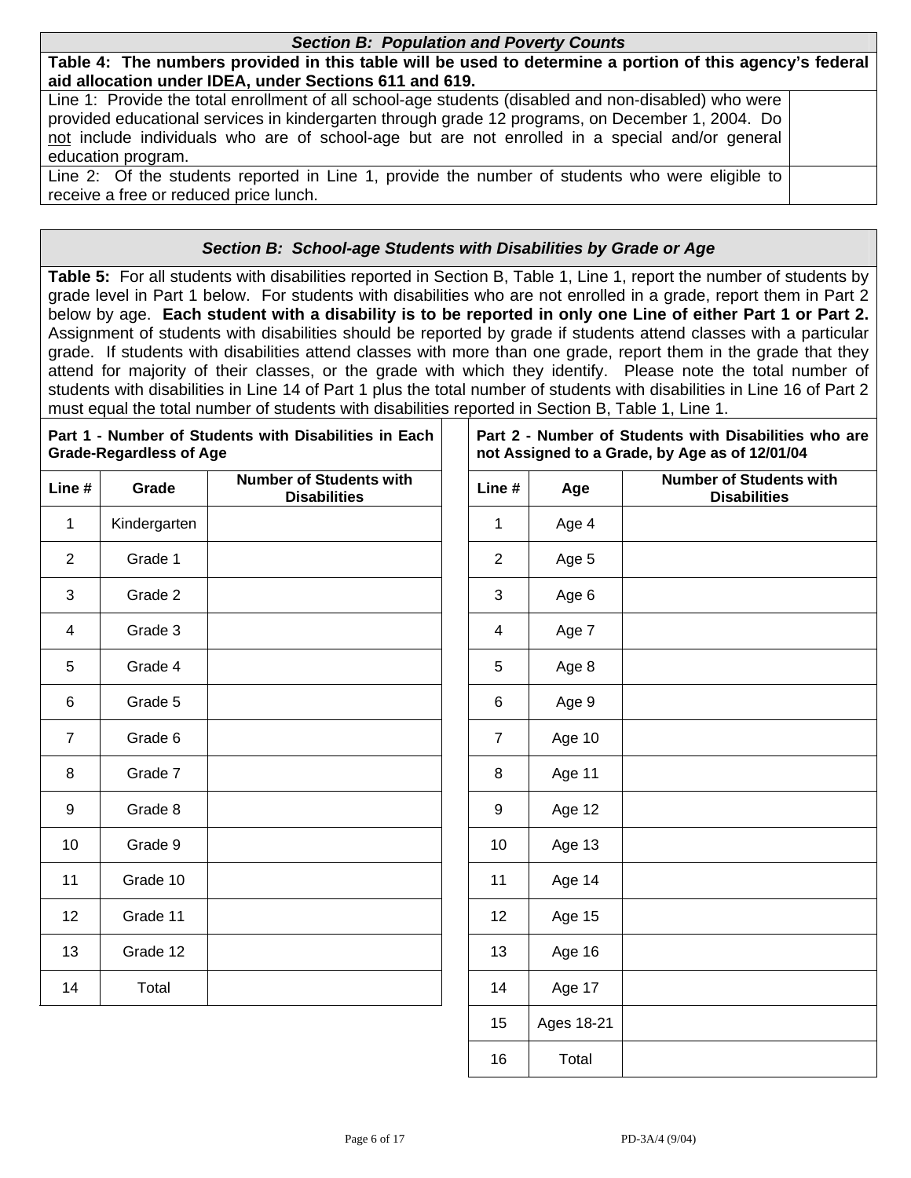### *Section B: Population and Poverty Counts*

| **Table 4: The numbers provided in this table will be used to determine a portion of this agency's federal aid allocation under IDEA, under Sections 611 and 619.** | |
|---|---|
| Line 1: Provide the total enrollment of all school-age students (disabled and non-disabled) who were provided educational services in kindergarten through grade 12 programs, on December 1, 2004. Do not include individuals who are of school-age but are not enrolled in a special and/or general education program. | |
| Line 2: Of the students reported in Line 1, provide the number of students who were eligible to receive a free or reduced price lunch. | |

### *Section B: School-age Students with Disabilities by Grade or Age*

**Table 5:** For all students with disabilities reported in Section B, Table 1, Line 1, report the number of students by grade level in Part 1 below. For students with disabilities who are not enrolled in a grade, report them in Part 2 below by age. **Each student with a disability is to be reported in only one Line of either Part 1 or Part 2.** Assignment of students with disabilities should be reported by grade if students attend classes with a particular grade. If students with disabilities attend classes with more than one grade, report them in the grade that they attend for majority of their classes, or the grade with which they identify. Please note the total number of students with disabilities in Line 14 of Part 1 plus the total number of students with disabilities in Line 16 of Part 2 must equal the total number of students with disabilities reported in Section B, Table 1, Line 1.

**Part 1 - Number of Students with Disabilities in Each Grade-Regardless of Age**

| Line # | Grade | Number of Students with Disabilities |
|---|---|---|
| 1 | Kindergarten | |
| 2 | Grade 1 | |
| 3 | Grade 2 | |
| 4 | Grade 3 | |
| 5 | Grade 4 | |
| 6 | Grade 5 | |
| 7 | Grade 6 | |
| 8 | Grade 7 | |
| 9 | Grade 8 | |
| 10 | Grade 9 | |
| 11 | Grade 10 | |
| 12 | Grade 11 | |
| 13 | Grade 12 | |
| 14 | Total | |

**Part 2 - Number of Students with Disabilities who are not Assigned to a Grade, by Age as of 12/01/04**

| Line # | Age | Number of Students with Disabilities |
|---|---|---|
| 1 | Age 4 | |
| 2 | Age 5 | |
| 3 | Age 6 | |
| 4 | Age 7 | |
| 5 | Age 8 | |
| 6 | Age 9 | |
| 7 | Age 10 | |
| 8 | Age 11 | |
| 9 | Age 12 | |
| 10 | Age 13 | |
| 11 | Age 14 | |
| 12 | Age 15 | |
| 13 | Age 16 | |
| 14 | Age 17 | |
| 15 | Ages 18-21 | |
| 16 | Total | |

PD-3A/4 (9/04)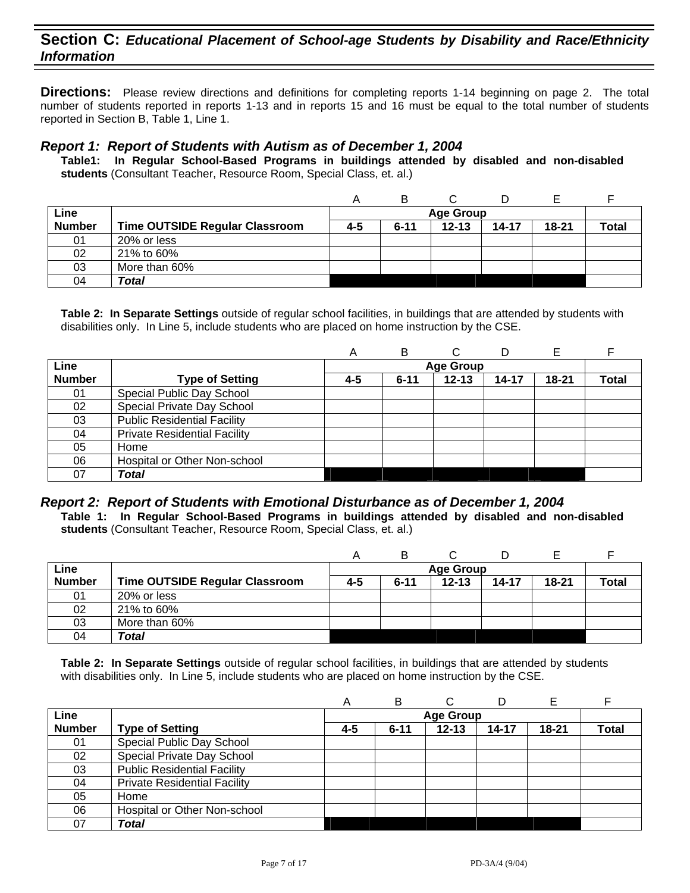## Section C: *Educational Placement of School-age Students by Disability and Race/Ethnicity Information*

**Directions:** Please review directions and definitions for completing reports 1-14 beginning on page 2. The total number of students reported in reports 1-13 and in reports 15 and 16 must be equal to the total number of students reported in Section B, Table 1, Line 1.

### *Report 1: Report of Students with Autism as of December 1, 2004*

**Table1: In Regular School-Based Programs in buildings attended by disabled and non-disabled students** (Consultant Teacher, Resource Room, Special Class, et. al.)

| | | A | B | C | D | E | F |
|---|---|---|---|---|---|---|---|
| **Line** | | **Age Group** | | | | | |
| **Number** | **Time OUTSIDE Regular Classroom** | **4-5** | **6-11** | **12-13** | **14-17** | **18-21** | **Total** |
| 01 | 20% or less | | | | | | |
| 02 | 21% to 60% | | | | | | |
| 03 | More than 60% | | | | | | |
| 04 | ***Total*** | | | | | | |

**Table 2: In Separate Settings** outside of regular school facilities, in buildings that are attended by students with disabilities only. In Line 5, include students who are placed on home instruction by the CSE.

| | | A | B | C | D | E | F |
|---|---|---|---|---|---|---|---|
| **Line** | | **Age Group** | | | | | |
| **Number** | **Type of Setting** | **4-5** | **6-11** | **12-13** | **14-17** | **18-21** | **Total** |
| 01 | Special Public Day School | | | | | | |
| 02 | Special Private Day School | | | | | | |
| 03 | Public Residential Facility | | | | | | |
| 04 | Private Residential Facility | | | | | | |
| 05 | Home | | | | | | |
| 06 | Hospital or Other Non-school | | | | | | |
| 07 | ***Total*** | | | | | | |

### *Report 2: Report of Students with Emotional Disturbance as of December 1, 2004*

**Table 1: In Regular School-Based Programs in buildings attended by disabled and non-disabled students** (Consultant Teacher, Resource Room, Special Class, et. al.)

| | | A | B | C | D | E | F |
|---|---|---|---|---|---|---|---|
| **Line** | | **Age Group** | | | | | |
| **Number** | **Time OUTSIDE Regular Classroom** | **4-5** | **6-11** | **12-13** | **14-17** | **18-21** | **Total** |
| 01 | 20% or less | | | | | | |
| 02 | 21% to 60% | | | | | | |
| 03 | More than 60% | | | | | | |
| 04 | ***Total*** | | | | | | |

**Table 2: In Separate Settings** outside of regular school facilities, in buildings that are attended by students with disabilities only. In Line 5, include students who are placed on home instruction by the CSE.

| | | A | B | C | D | E | F |
|---|---|---|---|---|---|---|---|
| **Line** | | **Age Group** | | | | | |
| **Number** | **Type of Setting** | **4-5** | **6-11** | **12-13** | **14-17** | **18-21** | **Total** |
| 01 | Special Public Day School | | | | | | |
| 02 | Special Private Day School | | | | | | |
| 03 | Public Residential Facility | | | | | | |
| 04 | Private Residential Facility | | | | | | |
| 05 | Home | | | | | | |
| 06 | Hospital or Other Non-school | | | | | | |
| 07 | ***Total*** | | | | | | |

PD-3A/4 (9/04)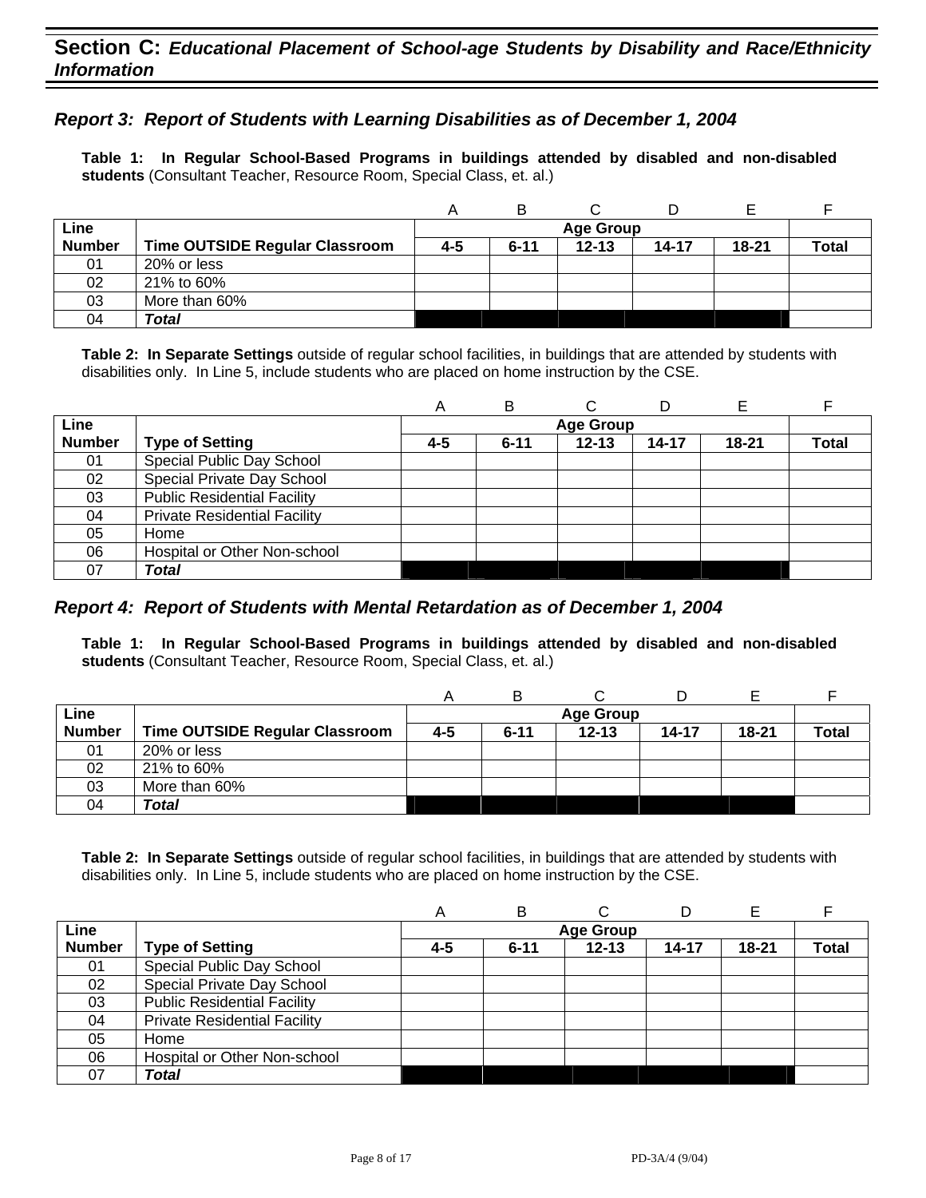## Section C: *Educational Placement of School-age Students by Disability and Race/Ethnicity Information*

### *Report 3: Report of Students with Learning Disabilities as of December 1, 2004*

**Table 1: In Regular School-Based Programs in buildings attended by disabled and non-disabled students** (Consultant Teacher, Resource Room, Special Class, et. al.)

| | | A | B | C | D | E | F |
|---|---|---|---|---|---|---|---|
| **Line** | | **Age Group** | | | | | |
| **Number** | **Time OUTSIDE Regular Classroom** | **4-5** | **6-11** | **12-13** | **14-17** | **18-21** | **Total** |
| 01 | 20% or less | | | | | | |
| 02 | 21% to 60% | | | | | | |
| 03 | More than 60% | | | | | | |
| 04 | ***Total*** | | | | | | |

**Table 2: In Separate Settings** outside of regular school facilities, in buildings that are attended by students with disabilities only. In Line 5, include students who are placed on home instruction by the CSE.

| | | A | B | C | D | E | F |
|---|---|---|---|---|---|---|---|
| **Line** | | **Age Group** | | | | | |
| **Number** | **Type of Setting** | **4-5** | **6-11** | **12-13** | **14-17** | **18-21** | **Total** |
| 01 | Special Public Day School | | | | | | |
| 02 | Special Private Day School | | | | | | |
| 03 | Public Residential Facility | | | | | | |
| 04 | Private Residential Facility | | | | | | |
| 05 | Home | | | | | | |
| 06 | Hospital or Other Non-school | | | | | | |
| 07 | ***Total*** | | | | | | |

### *Report 4: Report of Students with Mental Retardation as of December 1, 2004*

**Table 1: In Regular School-Based Programs in buildings attended by disabled and non-disabled students** (Consultant Teacher, Resource Room, Special Class, et. al.)

| | | A | B | C | D | E | F |
|---|---|---|---|---|---|---|---|
| **Line** | | **Age Group** | | | | | |
| **Number** | **Time OUTSIDE Regular Classroom** | **4-5** | **6-11** | **12-13** | **14-17** | **18-21** | **Total** |
| 01 | 20% or less | | | | | | |
| 02 | 21% to 60% | | | | | | |
| 03 | More than 60% | | | | | | |
| 04 | ***Total*** | | | | | | |

**Table 2: In Separate Settings** outside of regular school facilities, in buildings that are attended by students with disabilities only. In Line 5, include students who are placed on home instruction by the CSE.

| | | A | B | C | D | E | F |
|---|---|---|---|---|---|---|---|
| **Line** | | **Age Group** | | | | | |
| **Number** | **Type of Setting** | **4-5** | **6-11** | **12-13** | **14-17** | **18-21** | **Total** |
| 01 | Special Public Day School | | | | | | |
| 02 | Special Private Day School | | | | | | |
| 03 | Public Residential Facility | | | | | | |
| 04 | Private Residential Facility | | | | | | |
| 05 | Home | | | | | | |
| 06 | Hospital or Other Non-school | | | | | | |
| 07 | ***Total*** | | | | | | |

PD-3A/4 (9/04)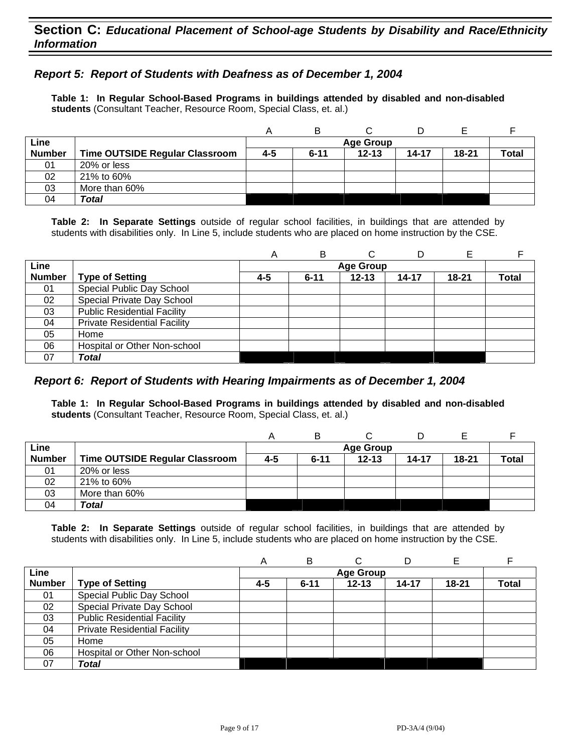## Section C: *Educational Placement of School-age Students by Disability and Race/Ethnicity Information*

### *Report 5: Report of Students with Deafness as of December 1, 2004*

**Table 1: In Regular School-Based Programs in buildings attended by disabled and non-disabled students** (Consultant Teacher, Resource Room, Special Class, et. al.)

| | | A | B | C | D | E | F |
|---|---|---|---|---|---|---|---|
| **Line** | | **Age Group** | | | | | |
| **Number** | **Time OUTSIDE Regular Classroom** | **4-5** | **6-11** | **12-13** | **14-17** | **18-21** | **Total** |
| 01 | 20% or less | | | | | | |
| 02 | 21% to 60% | | | | | | |
| 03 | More than 60% | | | | | | |
| 04 | ***Total*** | | | | | | |

**Table 2: In Separate Settings** outside of regular school facilities, in buildings that are attended by students with disabilities only. In Line 5, include students who are placed on home instruction by the CSE.

| | | A | B | C | D | E | F |
|---|---|---|---|---|---|---|---|
| **Line** | | **Age Group** | | | | | |
| **Number** | **Type of Setting** | **4-5** | **6-11** | **12-13** | **14-17** | **18-21** | **Total** |
| 01 | Special Public Day School | | | | | | |
| 02 | Special Private Day School | | | | | | |
| 03 | Public Residential Facility | | | | | | |
| 04 | Private Residential Facility | | | | | | |
| 05 | Home | | | | | | |
| 06 | Hospital or Other Non-school | | | | | | |
| 07 | ***Total*** | | | | | | |

### *Report 6: Report of Students with Hearing Impairments as of December 1, 2004*

**Table 1: In Regular School-Based Programs in buildings attended by disabled and non-disabled students** (Consultant Teacher, Resource Room, Special Class, et. al.)

| | | A | B | C | D | E | F |
|---|---|---|---|---|---|---|---|
| **Line** | | **Age Group** | | | | | |
| **Number** | **Time OUTSIDE Regular Classroom** | **4-5** | **6-11** | **12-13** | **14-17** | **18-21** | **Total** |
| 01 | 20% or less | | | | | | |
| 02 | 21% to 60% | | | | | | |
| 03 | More than 60% | | | | | | |
| 04 | ***Total*** | | | | | | |

**Table 2: In Separate Settings** outside of regular school facilities, in buildings that are attended by students with disabilities only. In Line 5, include students who are placed on home instruction by the CSE.

| | | A | B | C | D | E | F |
|---|---|---|---|---|---|---|---|
| **Line** | | **Age Group** | | | | | |
| **Number** | **Type of Setting** | **4-5** | **6-11** | **12-13** | **14-17** | **18-21** | **Total** |
| 01 | Special Public Day School | | | | | | |
| 02 | Special Private Day School | | | | | | |
| 03 | Public Residential Facility | | | | | | |
| 04 | Private Residential Facility | | | | | | |
| 05 | Home | | | | | | |
| 06 | Hospital or Other Non-school | | | | | | |
| 07 | ***Total*** | | | | | | |

PD-3A/4 (9/04)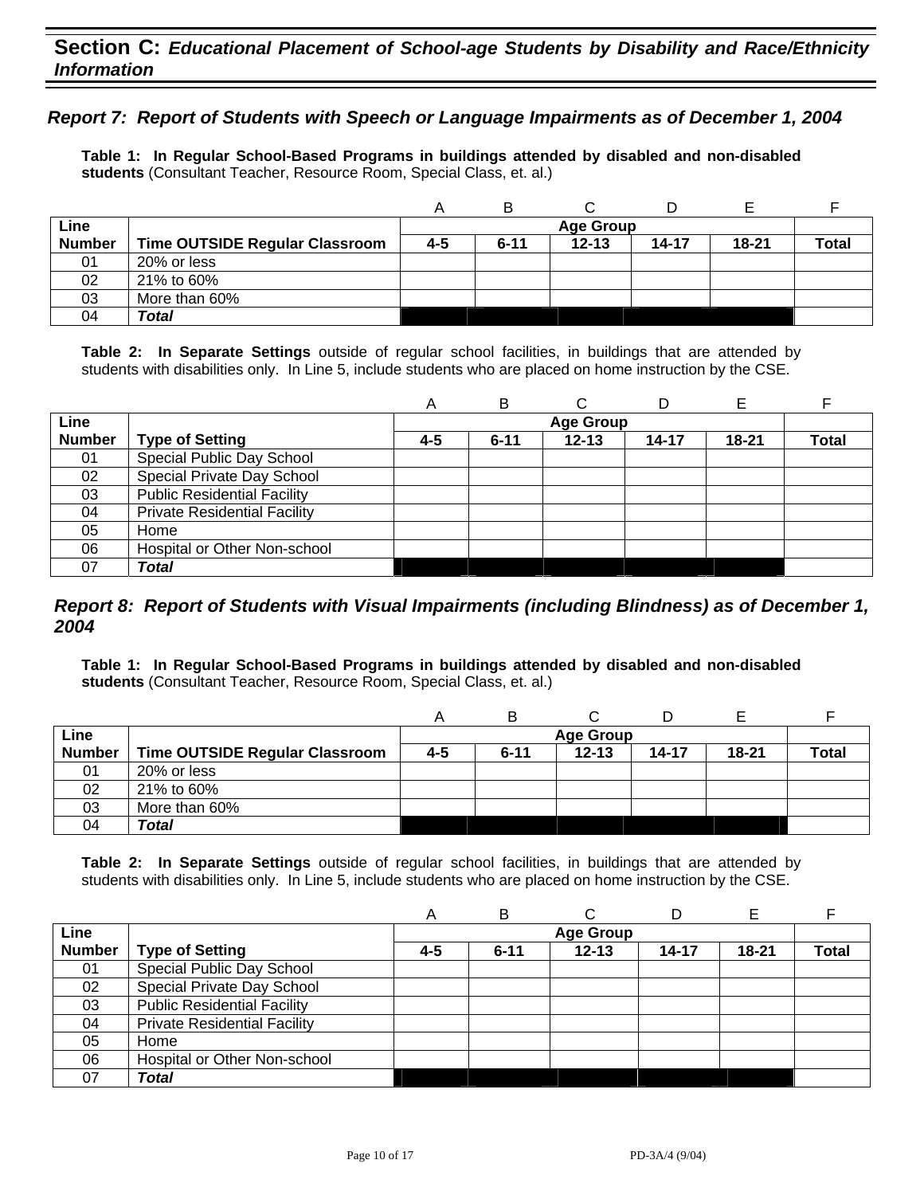## Section C: *Educational Placement of School-age Students by Disability and Race/Ethnicity Information*

### *Report 7: Report of Students with Speech or Language Impairments as of December 1, 2004*

**Table 1: In Regular School-Based Programs in buildings attended by disabled and non-disabled students** (Consultant Teacher, Resource Room, Special Class, et. al.)

| | | A | B | C | D | E | F |
|---|---|---|---|---|---|---|---|
| **Line** | | **Age Group** | | | | | |
| **Number** | **Time OUTSIDE Regular Classroom** | **4-5** | **6-11** | **12-13** | **14-17** | **18-21** | **Total** |
| 01 | 20% or less | | | | | | |
| 02 | 21% to 60% | | | | | | |
| 03 | More than 60% | | | | | | |
| 04 | ***Total*** | | | | | | |

**Table 2: In Separate Settings** outside of regular school facilities, in buildings that are attended by students with disabilities only. In Line 5, include students who are placed on home instruction by the CSE.

| | | A | B | C | D | E | F |
|---|---|---|---|---|---|---|---|
| **Line** | | **Age Group** | | | | | |
| **Number** | **Type of Setting** | **4-5** | **6-11** | **12-13** | **14-17** | **18-21** | **Total** |
| 01 | Special Public Day School | | | | | | |
| 02 | Special Private Day School | | | | | | |
| 03 | Public Residential Facility | | | | | | |
| 04 | Private Residential Facility | | | | | | |
| 05 | Home | | | | | | |
| 06 | Hospital or Other Non-school | | | | | | |
| 07 | ***Total*** | | | | | | |

### *Report 8: Report of Students with Visual Impairments (including Blindness) as of December 1, 2004*

**Table 1: In Regular School-Based Programs in buildings attended by disabled and non-disabled students** (Consultant Teacher, Resource Room, Special Class, et. al.)

| | | A | B | C | D | E | F |
|---|---|---|---|---|---|---|---|
| **Line** | | **Age Group** | | | | | |
| **Number** | **Time OUTSIDE Regular Classroom** | **4-5** | **6-11** | **12-13** | **14-17** | **18-21** | **Total** |
| 01 | 20% or less | | | | | | |
| 02 | 21% to 60% | | | | | | |
| 03 | More than 60% | | | | | | |
| 04 | ***Total*** | | | | | | |

**Table 2: In Separate Settings** outside of regular school facilities, in buildings that are attended by students with disabilities only. In Line 5, include students who are placed on home instruction by the CSE.

| | | A | B | C | D | E | F |
|---|---|---|---|---|---|---|---|
| **Line** | | **Age Group** | | | | | |
| **Number** | **Type of Setting** | **4-5** | **6-11** | **12-13** | **14-17** | **18-21** | **Total** |
| 01 | Special Public Day School | | | | | | |
| 02 | Special Private Day School | | | | | | |
| 03 | Public Residential Facility | | | | | | |
| 04 | Private Residential Facility | | | | | | |
| 05 | Home | | | | | | |
| 06 | Hospital or Other Non-school | | | | | | |
| 07 | ***Total*** | | | | | | |

PD-3A/4 (9/04)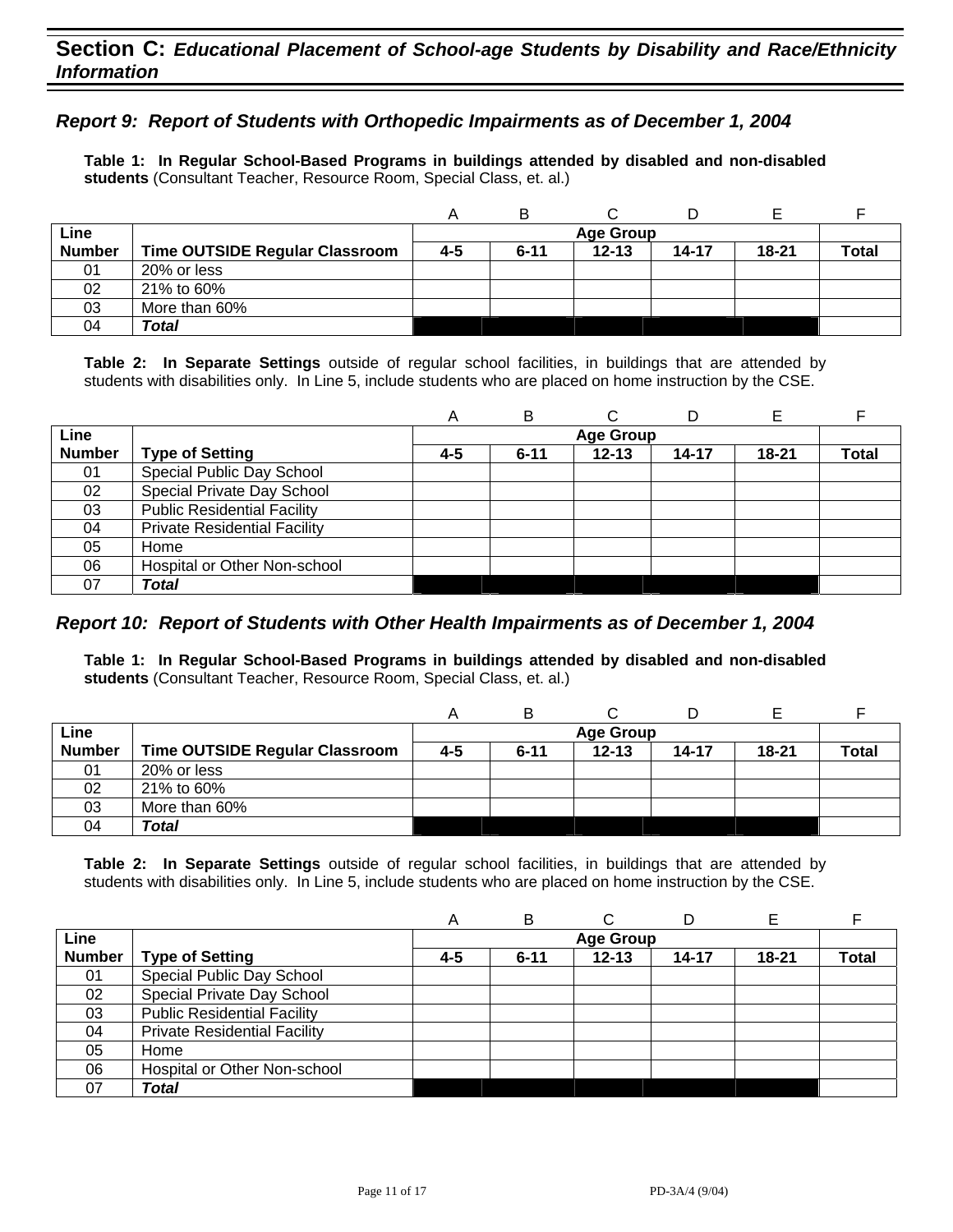## Section C: *Educational Placement of School-age Students by Disability and Race/Ethnicity Information*

### *Report 9: Report of Students with Orthopedic Impairments as of December 1, 2004*

**Table 1: In Regular School-Based Programs in buildings attended by disabled and non-disabled students** (Consultant Teacher, Resource Room, Special Class, et. al.)

| | | A | B | C | D | E | F |
|---|---|---|---|---|---|---|---|
| **Line** | | **Age Group** | | | | | |
| **Number** | **Time OUTSIDE Regular Classroom** | **4-5** | **6-11** | **12-13** | **14-17** | **18-21** | **Total** |
| 01 | 20% or less | | | | | | |
| 02 | 21% to 60% | | | | | | |
| 03 | More than 60% | | | | | | |
| 04 | ***Total*** | | | | | | |

**Table 2: In Separate Settings** outside of regular school facilities, in buildings that are attended by students with disabilities only. In Line 5, include students who are placed on home instruction by the CSE.

| | | A | B | C | D | E | F |
|---|---|---|---|---|---|---|---|
| **Line** | | **Age Group** | | | | | |
| **Number** | **Type of Setting** | **4-5** | **6-11** | **12-13** | **14-17** | **18-21** | **Total** |
| 01 | Special Public Day School | | | | | | |
| 02 | Special Private Day School | | | | | | |
| 03 | Public Residential Facility | | | | | | |
| 04 | Private Residential Facility | | | | | | |
| 05 | Home | | | | | | |
| 06 | Hospital or Other Non-school | | | | | | |
| 07 | ***Total*** | | | | | | |

### *Report 10: Report of Students with Other Health Impairments as of December 1, 2004*

**Table 1: In Regular School-Based Programs in buildings attended by disabled and non-disabled students** (Consultant Teacher, Resource Room, Special Class, et. al.)

| | | A | B | C | D | E | F |
|---|---|---|---|---|---|---|---|
| **Line** | | **Age Group** | | | | | |
| **Number** | **Time OUTSIDE Regular Classroom** | **4-5** | **6-11** | **12-13** | **14-17** | **18-21** | **Total** |
| 01 | 20% or less | | | | | | |
| 02 | 21% to 60% | | | | | | |
| 03 | More than 60% | | | | | | |
| 04 | ***Total*** | | | | | | |

**Table 2: In Separate Settings** outside of regular school facilities, in buildings that are attended by students with disabilities only. In Line 5, include students who are placed on home instruction by the CSE.

| | | A | B | C | D | E | F |
|---|---|---|---|---|---|---|---|
| **Line** | | **Age Group** | | | | | |
| **Number** | **Type of Setting** | **4-5** | **6-11** | **12-13** | **14-17** | **18-21** | **Total** |
| 01 | Special Public Day School | | | | | | |
| 02 | Special Private Day School | | | | | | |
| 03 | Public Residential Facility | | | | | | |
| 04 | Private Residential Facility | | | | | | |
| 05 | Home | | | | | | |
| 06 | Hospital or Other Non-school | | | | | | |
| 07 | ***Total*** | | | | | | |

PD-3A/4 (9/04)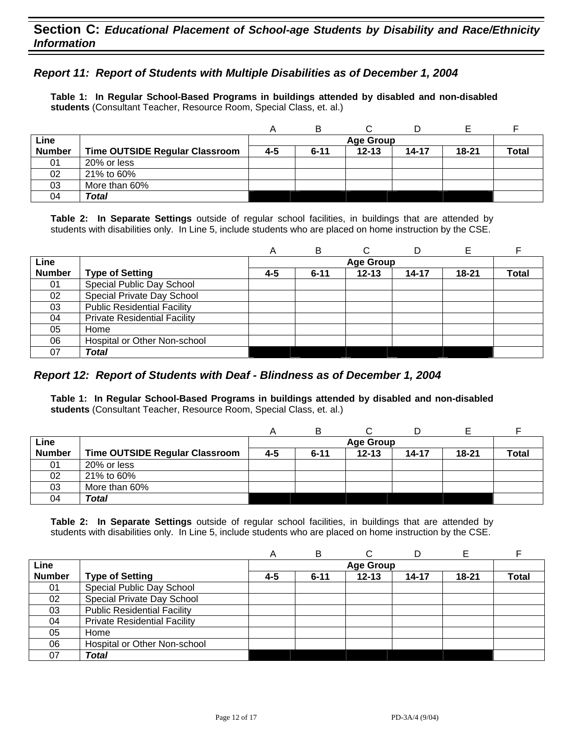## Section C: *Educational Placement of School-age Students by Disability and Race/Ethnicity Information*

### *Report 11: Report of Students with Multiple Disabilities as of December 1, 2004*

**Table 1: In Regular School-Based Programs in buildings attended by disabled and non-disabled students** (Consultant Teacher, Resource Room, Special Class, et. al.)

| | | A | B | C | D | E | F |
|---|---|---|---|---|---|---|---|
| **Line** | | **Age Group** | | | | | |
| **Number** | **Time OUTSIDE Regular Classroom** | **4-5** | **6-11** | **12-13** | **14-17** | **18-21** | **Total** |
| 01 | 20% or less | | | | | | |
| 02 | 21% to 60% | | | | | | |
| 03 | More than 60% | | | | | | |
| 04 | ***Total*** | | | | | | |

**Table 2: In Separate Settings** outside of regular school facilities, in buildings that are attended by students with disabilities only. In Line 5, include students who are placed on home instruction by the CSE.

| | | A | B | C | D | E | F |
|---|---|---|---|---|---|---|---|
| **Line** | | **Age Group** | | | | | |
| **Number** | **Type of Setting** | **4-5** | **6-11** | **12-13** | **14-17** | **18-21** | **Total** |
| 01 | Special Public Day School | | | | | | |
| 02 | Special Private Day School | | | | | | |
| 03 | Public Residential Facility | | | | | | |
| 04 | Private Residential Facility | | | | | | |
| 05 | Home | | | | | | |
| 06 | Hospital or Other Non-school | | | | | | |
| 07 | ***Total*** | | | | | | |

### *Report 12: Report of Students with Deaf - Blindness as of December 1, 2004*

**Table 1: In Regular School-Based Programs in buildings attended by disabled and non-disabled students** (Consultant Teacher, Resource Room, Special Class, et. al.)

| | | A | B | C | D | E | F |
|---|---|---|---|---|---|---|---|
| **Line** | | **Age Group** | | | | | |
| **Number** | **Time OUTSIDE Regular Classroom** | **4-5** | **6-11** | **12-13** | **14-17** | **18-21** | **Total** |
| 01 | 20% or less | | | | | | |
| 02 | 21% to 60% | | | | | | |
| 03 | More than 60% | | | | | | |
| 04 | ***Total*** | | | | | | |

**Table 2: In Separate Settings** outside of regular school facilities, in buildings that are attended by students with disabilities only. In Line 5, include students who are placed on home instruction by the CSE.

| | | A | B | C | D | E | F |
|---|---|---|---|---|---|---|---|
| **Line** | | **Age Group** | | | | | |
| **Number** | **Type of Setting** | **4-5** | **6-11** | **12-13** | **14-17** | **18-21** | **Total** |
| 01 | Special Public Day School | | | | | | |
| 02 | Special Private Day School | | | | | | |
| 03 | Public Residential Facility | | | | | | |
| 04 | Private Residential Facility | | | | | | |
| 05 | Home | | | | | | |
| 06 | Hospital or Other Non-school | | | | | | |
| 07 | ***Total*** | | | | | | |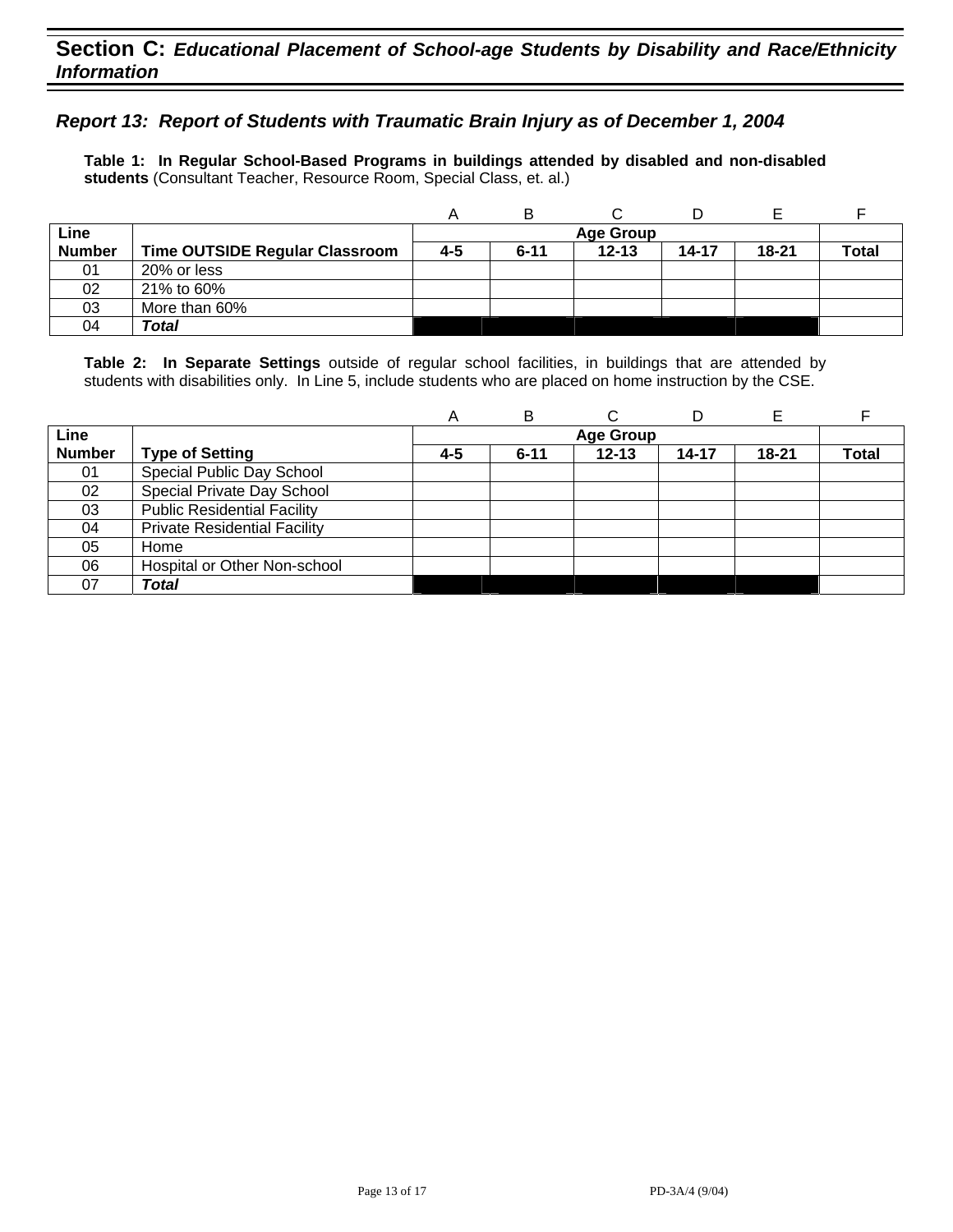## Section C: *Educational Placement of School-age Students by Disability and Race/Ethnicity Information*

### *Report 13: Report of Students with Traumatic Brain Injury as of December 1, 2004*

**Table 1: In Regular School-Based Programs in buildings attended by disabled and non-disabled students** (Consultant Teacher, Resource Room, Special Class, et. al.)

| | | A | B | C | D | E | F |
|---|---|---|---|---|---|---|---|
| **Line Number** | **Time OUTSIDE Regular Classroom** | **Age Group** | | | | | |
| | | **4-5** | **6-11** | **12-13** | **14-17** | **18-21** | **Total** |
| 01 | 20% or less | | | | | | |
| 02 | 21% to 60% | | | | | | |
| 03 | More than 60% | | | | | | |
| 04 | ***Total*** | | | | | | |

**Table 2: In Separate Settings** outside of regular school facilities, in buildings that are attended by students with disabilities only. In Line 5, include students who are placed on home instruction by the CSE.

| | | A | B | C | D | E | F |
|---|---|---|---|---|---|---|---|
| **Line Number** | **Type of Setting** | **Age Group** | | | | | |
| | | **4-5** | **6-11** | **12-13** | **14-17** | **18-21** | **Total** |
| 01 | Special Public Day School | | | | | | |
| 02 | Special Private Day School | | | | | | |
| 03 | Public Residential Facility | | | | | | |
| 04 | Private Residential Facility | | | | | | |
| 05 | Home | | | | | | |
| 06 | Hospital or Other Non-school | | | | | | |
| 07 | ***Total*** | | | | | | |

PD-3A/4 (9/04)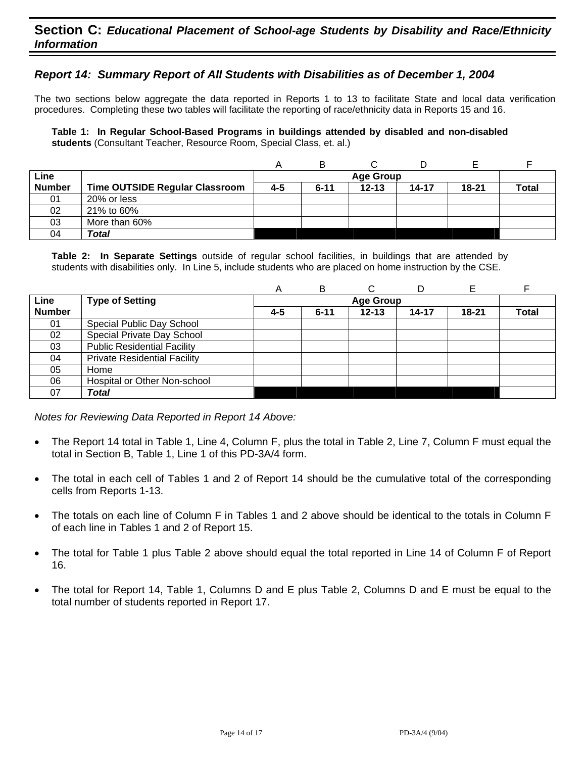## Section C: *Educational Placement of School-age Students by Disability and Race/Ethnicity Information*

### *Report 14: Summary Report of All Students with Disabilities as of December 1, 2004*

The two sections below aggregate the data reported in Reports 1 to 13 to facilitate State and local data verification procedures. Completing these two tables will facilitate the reporting of race/ethnicity data in Reports 15 and 16.

**Table 1: In Regular School-Based Programs in buildings attended by disabled and non-disabled students** (Consultant Teacher, Resource Room, Special Class, et. al.)

| | | A | B | C | D | E | F |
|---|---|---|---|---|---|---|---|
| **Line Number** | **Time OUTSIDE Regular Classroom** | **Age Group** | | | | | |
| | | **4-5** | **6-11** | **12-13** | **14-17** | **18-21** | **Total** |
| 01 | 20% or less | | | | | | |
| 02 | 21% to 60% | | | | | | |
| 03 | More than 60% | | | | | | |
| 04 | ***Total*** | | | | | | |

**Table 2: In Separate Settings** outside of regular school facilities, in buildings that are attended by students with disabilities only. In Line 5, include students who are placed on home instruction by the CSE.

| | | A | B | C | D | E | F |
|---|---|---|---|---|---|---|---|
| **Line Number** | **Type of Setting** | **Age Group** | | | | | |
| | | **4-5** | **6-11** | **12-13** | **14-17** | **18-21** | **Total** |
| 01 | Special Public Day School | | | | | | |
| 02 | Special Private Day School | | | | | | |
| 03 | Public Residential Facility | | | | | | |
| 04 | Private Residential Facility | | | | | | |
| 05 | Home | | | | | | |
| 06 | Hospital or Other Non-school | | | | | | |
| 07 | ***Total*** | | | | | | |

*Notes for Reviewing Data Reported in Report 14 Above:*

- The Report 14 total in Table 1, Line 4, Column F, plus the total in Table 2, Line 7, Column F must equal the total in Section B, Table 1, Line 1 of this PD-3A/4 form.
- The total in each cell of Tables 1 and 2 of Report 14 should be the cumulative total of the corresponding cells from Reports 1-13.
- The totals on each line of Column F in Tables 1 and 2 above should be identical to the totals in Column F of each line in Tables 1 and 2 of Report 15.
- The total for Table 1 plus Table 2 above should equal the total reported in Line 14 of Column F of Report 16.
- The total for Report 14, Table 1, Columns D and E plus Table 2, Columns D and E must be equal to the total number of students reported in Report 17.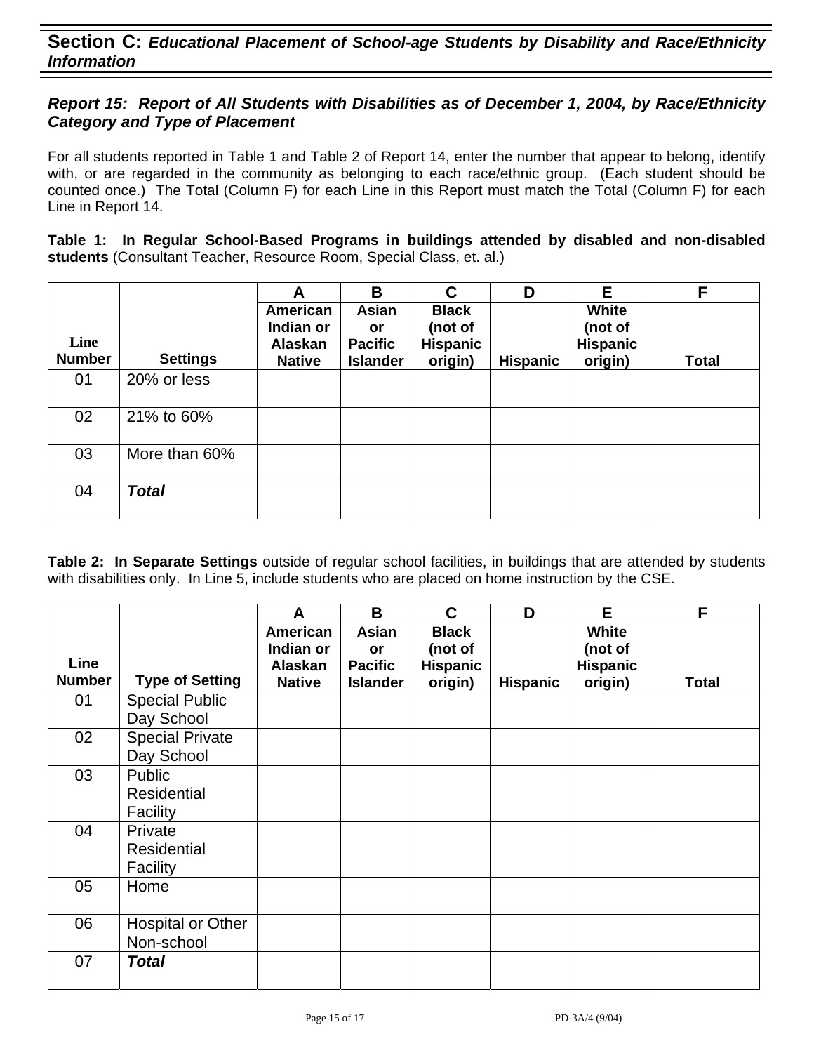## Section C: *Educational Placement of School-age Students by Disability and Race/Ethnicity Information*

### *Report 15: Report of All Students with Disabilities as of December 1, 2004, by Race/Ethnicity Category and Type of Placement*

For all students reported in Table 1 and Table 2 of Report 14, enter the number that appear to belong, identify with, or are regarded in the community as belonging to each race/ethnic group. (Each student should be counted once.) The Total (Column F) for each Line in this Report must match the Total (Column F) for each Line in Report 14.

**Table 1: In Regular School-Based Programs in buildings attended by disabled and non-disabled students** (Consultant Teacher, Resource Room, Special Class, et. al.)

| | | A | B | C | D | E | F |
|---|---|---|---|---|---|---|---|
| **Line Number** | **Settings** | **American Indian or Alaskan Native** | **Asian or Pacific Islander** | **Black (not of Hispanic origin)** | **Hispanic** | **White (not of Hispanic origin)** | **Total** |
| 01 | 20% or less | | | | | | |
| 02 | 21% to 60% | | | | | | |
| 03 | More than 60% | | | | | | |
| 04 | ***Total*** | | | | | | |

**Table 2: In Separate Settings** outside of regular school facilities, in buildings that are attended by students with disabilities only. In Line 5, include students who are placed on home instruction by the CSE.

| | | A | B | C | D | E | F |
|---|---|---|---|---|---|---|---|
| **Line Number** | **Type of Setting** | **American Indian or Alaskan Native** | **Asian or Pacific Islander** | **Black (not of Hispanic origin)** | **Hispanic** | **White (not of Hispanic origin)** | **Total** |
| 01 | Special Public Day School | | | | | | |
| 02 | Special Private Day School | | | | | | |
| 03 | Public Residential Facility | | | | | | |
| 04 | Private Residential Facility | | | | | | |
| 05 | Home | | | | | | |
| 06 | Hospital or Other Non-school | | | | | | |
| 07 | ***Total*** | | | | | | |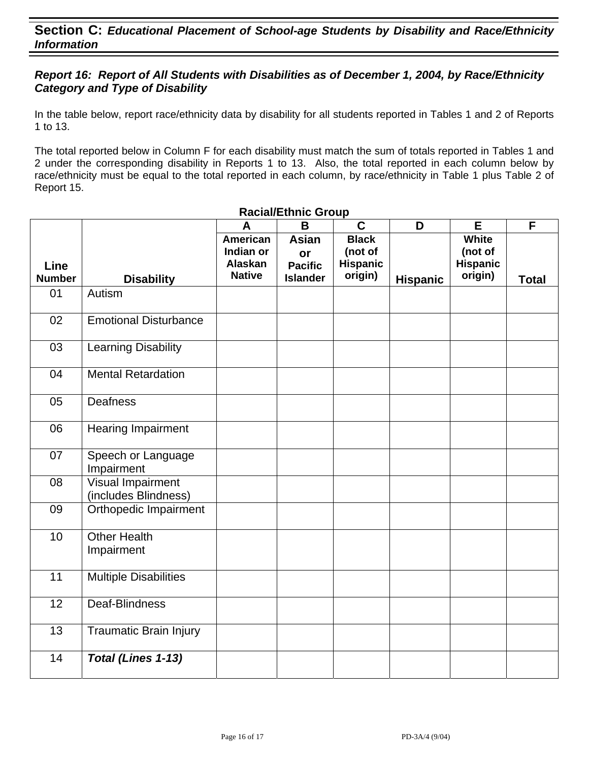## Section C: *Educational Placement of School-age Students by Disability and Race/Ethnicity Information*

### *Report 16: Report of All Students with Disabilities as of December 1, 2004, by Race/Ethnicity Category and Type of Disability*

In the table below, report race/ethnicity data by disability for all students reported in Tables 1 and 2 of Reports 1 to 13.

The total reported below in Column F for each disability must match the sum of totals reported in Tables 1 and 2 under the corresponding disability in Reports 1 to 13. Also, the total reported in each column below by race/ethnicity must be equal to the total reported in each column, by race/ethnicity in Table 1 plus Table 2 of Report 15.

**Racial/Ethnic Group**

| | | A | B | C | D | E | F |
|---|---|---|---|---|---|---|---|
| **Line Number** | **Disability** | **American Indian or Alaskan Native** | **Asian or Pacific Islander** | **Black (not of Hispanic origin)** | **Hispanic** | **White (not of Hispanic origin)** | **Total** |
| 01 | Autism | | | | | | |
| 02 | Emotional Disturbance | | | | | | |
| 03 | Learning Disability | | | | | | |
| 04 | Mental Retardation | | | | | | |
| 05 | Deafness | | | | | | |
| 06 | Hearing Impairment | | | | | | |
| 07 | Speech or Language Impairment | | | | | | |
| 08 | Visual Impairment (includes Blindness) | | | | | | |
| 09 | Orthopedic Impairment | | | | | | |
| 10 | Other Health Impairment | | | | | | |
| 11 | Multiple Disabilities | | | | | | |
| 12 | Deaf-Blindness | | | | | | |
| 13 | Traumatic Brain Injury | | | | | | |
| 14 | ***Total (Lines 1-13)*** | | | | | | |

PD-3A/4 (9/04)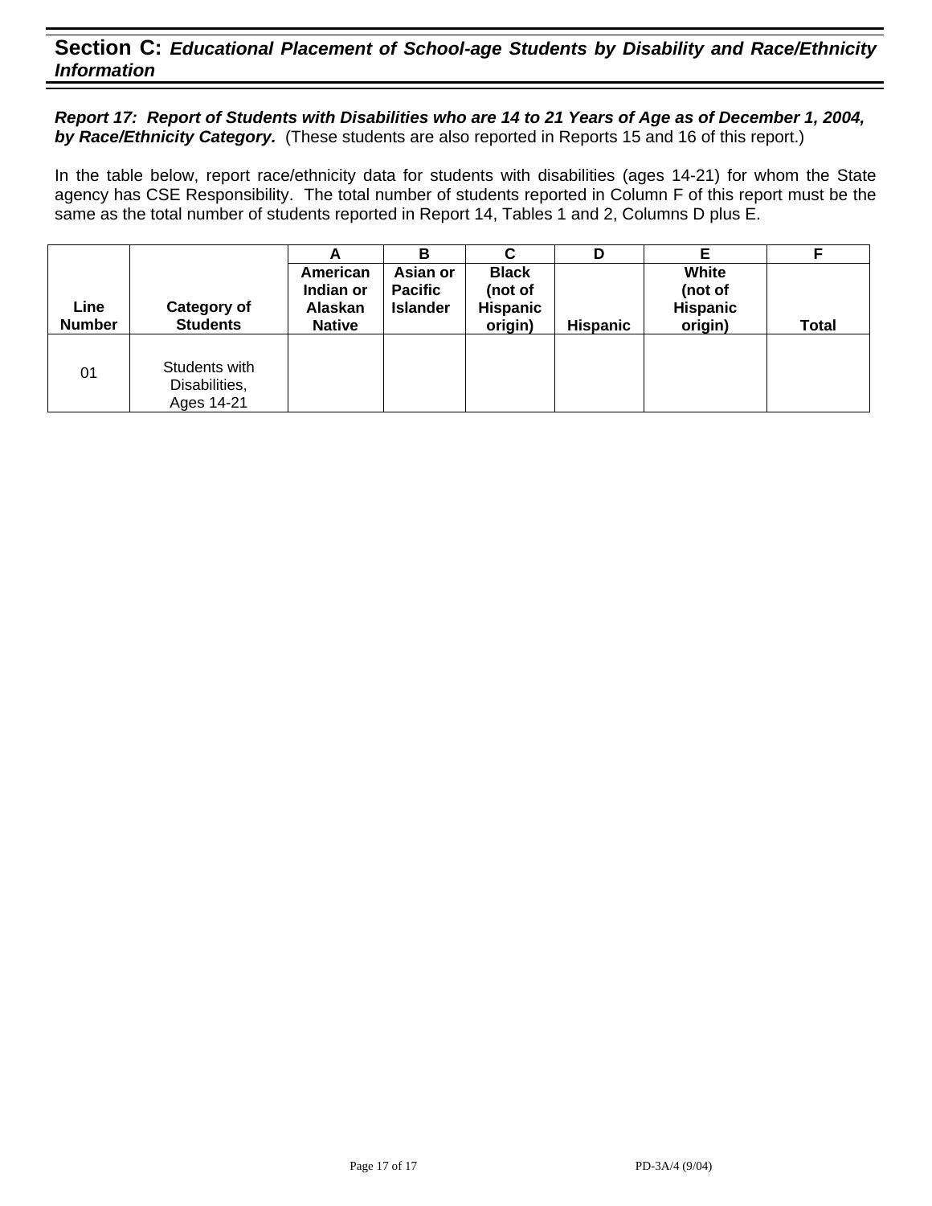## Section C: *Educational Placement of School-age Students by Disability and Race/Ethnicity Information*

***Report 17: Report of Students with Disabilities who are 14 to 21 Years of Age as of December 1, 2004, by Race/Ethnicity Category.*** (These students are also reported in Reports 15 and 16 of this report.)

In the table below, report race/ethnicity data for students with disabilities (ages 14-21) for whom the State agency has CSE Responsibility. The total number of students reported in Column F of this report must be the same as the total number of students reported in Report 14, Tables 1 and 2, Columns D plus E.

| | | A | B | C | D | E | F |
|---|---|---|---|---|---|---|---|
| **Line Number** | **Category of Students** | **American Indian or Alaskan Native** | **Asian or Pacific Islander** | **Black (not of Hispanic origin)** | **Hispanic** | **White (not of Hispanic origin)** | **Total** |
| 01 | Students with Disabilities, Ages 14-21 | | | | | | |

PD-3A/4 (9/04)